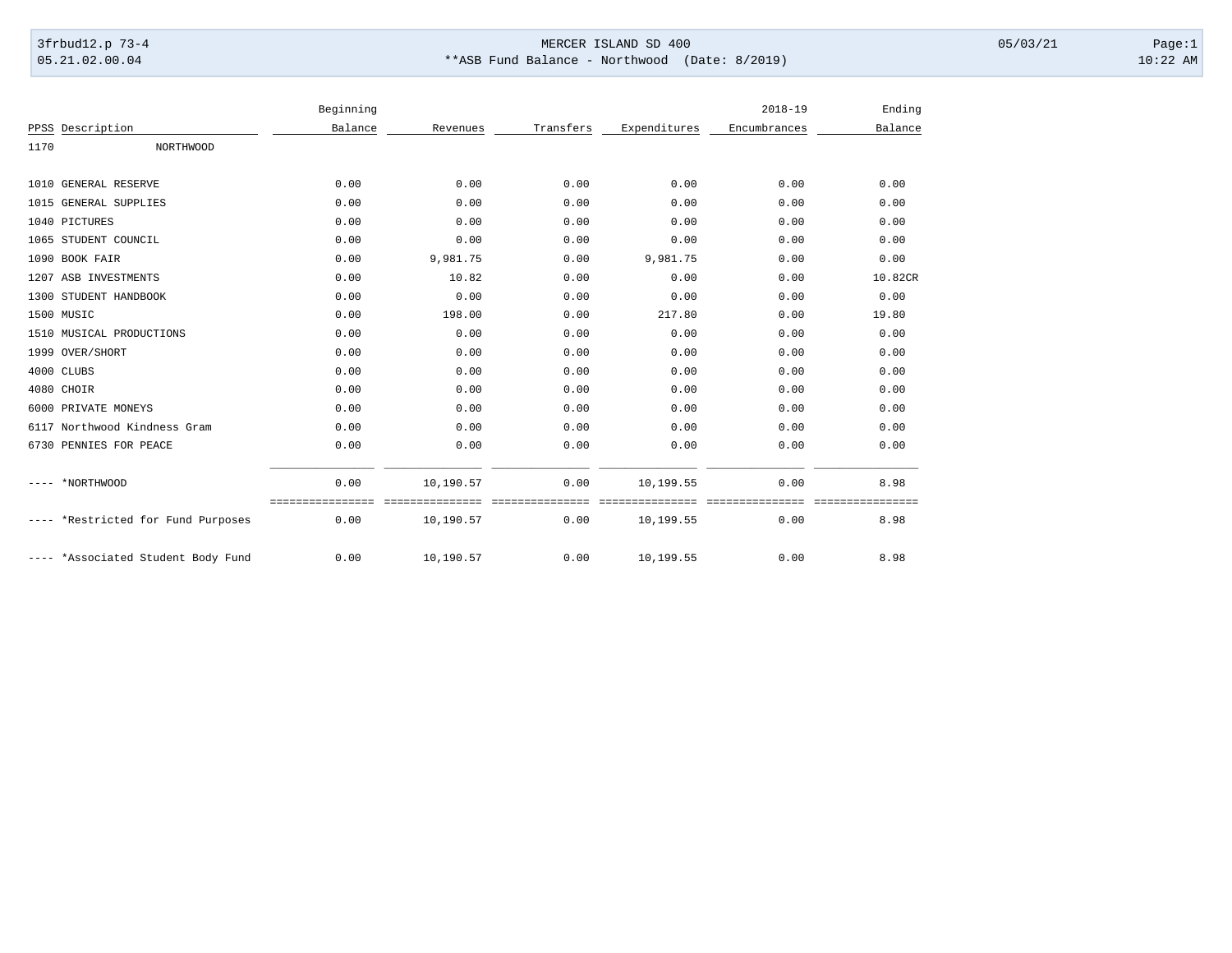3frbud12.p 73-4 MERCER ISLAND SD 400 05/03/21 Page:1
05.21.02.00.04 **ASB Fund Balance - Northwood (Date: 8/2019) 10:22 AM

| PPSS | Description | Beginning Balance | Revenues | Transfers | Expenditures | 2018-19 Encumbrances | Ending Balance |
|---|---|---|---|---|---|---|---|
| 1170 | NORTHWOOD | | | | | | |
| 1010 | GENERAL RESERVE | 0.00 | 0.00 | 0.00 | 0.00 | 0.00 | 0.00 |
| 1015 | GENERAL SUPPLIES | 0.00 | 0.00 | 0.00 | 0.00 | 0.00 | 0.00 |
| 1040 | PICTURES | 0.00 | 0.00 | 0.00 | 0.00 | 0.00 | 0.00 |
| 1065 | STUDENT COUNCIL | 0.00 | 0.00 | 0.00 | 0.00 | 0.00 | 0.00 |
| 1090 | BOOK FAIR | 0.00 | 9,981.75 | 0.00 | 9,981.75 | 0.00 | 0.00 |
| 1207 | ASB INVESTMENTS | 0.00 | 10.82 | 0.00 | 0.00 | 0.00 | 10.82CR |
| 1300 | STUDENT HANDBOOK | 0.00 | 0.00 | 0.00 | 0.00 | 0.00 | 0.00 |
| 1500 | MUSIC | 0.00 | 198.00 | 0.00 | 217.80 | 0.00 | 19.80 |
| 1510 | MUSICAL PRODUCTIONS | 0.00 | 0.00 | 0.00 | 0.00 | 0.00 | 0.00 |
| 1999 | OVER/SHORT | 0.00 | 0.00 | 0.00 | 0.00 | 0.00 | 0.00 |
| 4000 | CLUBS | 0.00 | 0.00 | 0.00 | 0.00 | 0.00 | 0.00 |
| 4080 | CHOIR | 0.00 | 0.00 | 0.00 | 0.00 | 0.00 | 0.00 |
| 6000 | PRIVATE MONEYS | 0.00 | 0.00 | 0.00 | 0.00 | 0.00 | 0.00 |
| 6117 | Northwood Kindness Gram | 0.00 | 0.00 | 0.00 | 0.00 | 0.00 | 0.00 |
| 6730 | PENNIES FOR PEACE | 0.00 | 0.00 | 0.00 | 0.00 | 0.00 | 0.00 |
| ---- | *NORTHWOOD | 0.00 | 10,190.57 | 0.00 | 10,199.55 | 0.00 | 8.98 |
| ---- | *Restricted for Fund Purposes | 0.00 | 10,190.57 | 0.00 | 10,199.55 | 0.00 | 8.98 |
| ---- | *Associated Student Body Fund | 0.00 | 10,190.57 | 0.00 | 10,199.55 | 0.00 | 8.98 |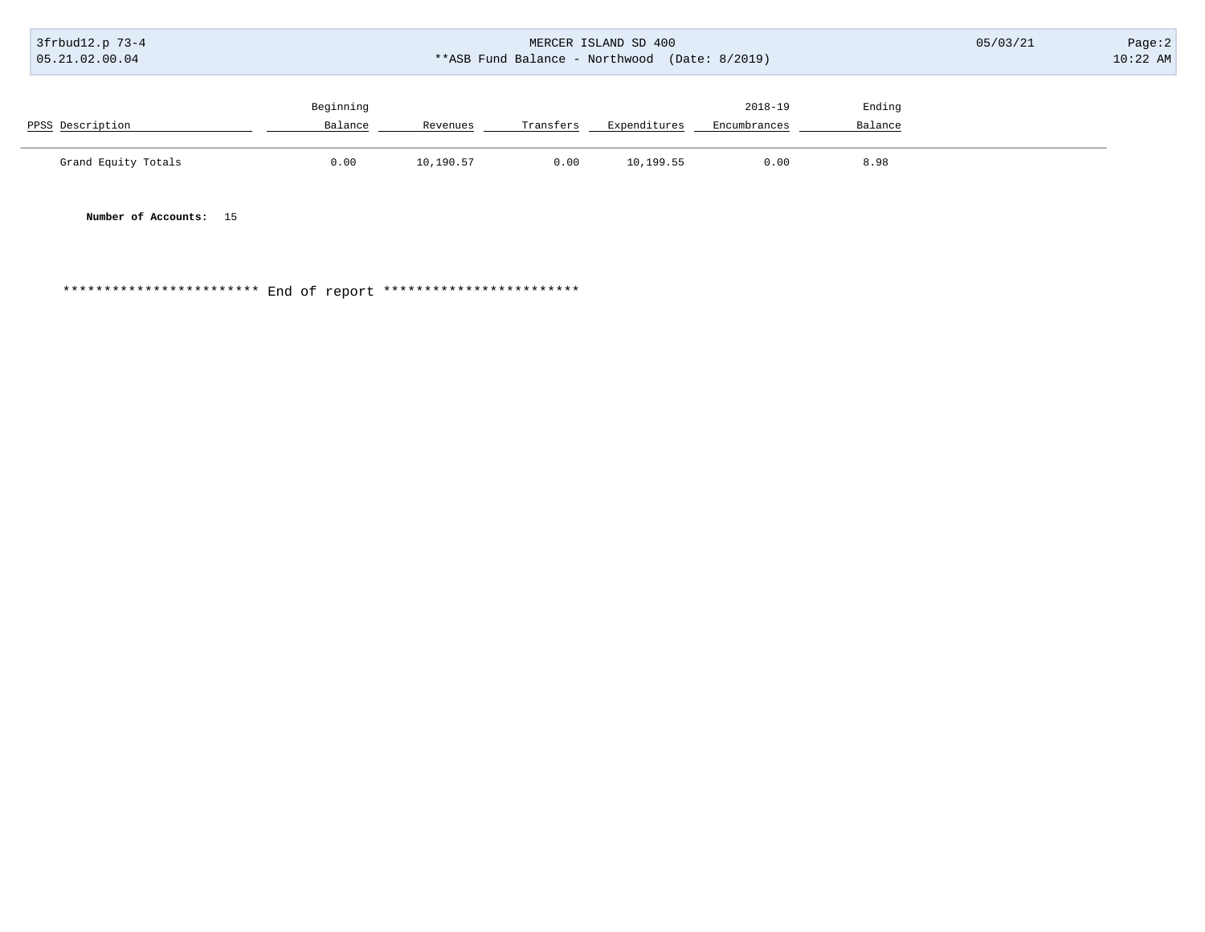| PPSS | Description | Beginning Balance | Revenues | Transfers | Expenditures | 2018-19 Encumbrances | Ending Balance |
|---|---|---|---|---|---|---|---|
| | Grand Equity Totals | 0.00 | 10,190.57 | 0.00 | 10,199.55 | 0.00 | 8.98 |

**Number of Accounts:** 15

************************ End of report ************************